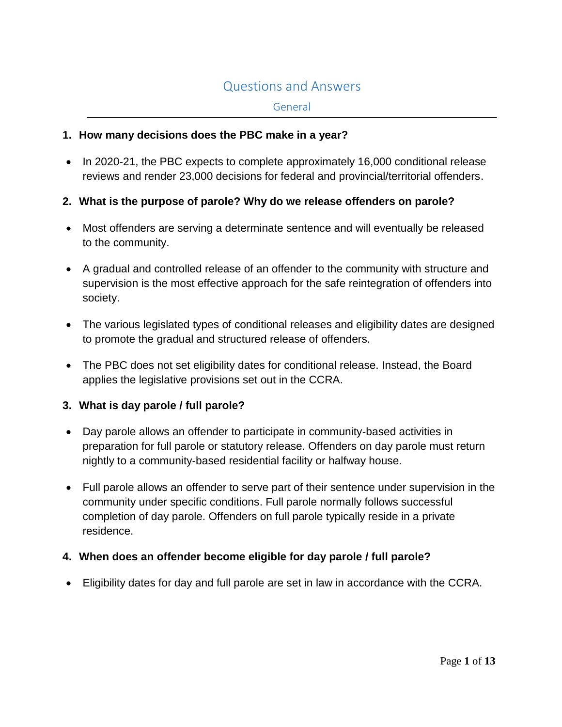# Questions and Answers

## General

**1. How many decisions does the PBC make in a year?**

- In 2020-21, the PBC expects to complete approximately 16,000 conditional release reviews and render 23,000 decisions for federal and provincial/territorial offenders.

**2. What is the purpose of parole? Why do we release offenders on parole?**

- Most offenders are serving a determinate sentence and will eventually be released to the community.
- A gradual and controlled release of an offender to the community with structure and supervision is the most effective approach for the safe reintegration of offenders into society.
- The various legislated types of conditional releases and eligibility dates are designed to promote the gradual and structured release of offenders.
- The PBC does not set eligibility dates for conditional release. Instead, the Board applies the legislative provisions set out in the CCRA.

**3. What is day parole / full parole?**

- Day parole allows an offender to participate in community-based activities in preparation for full parole or statutory release. Offenders on day parole must return nightly to a community-based residential facility or halfway house.
- Full parole allows an offender to serve part of their sentence under supervision in the community under specific conditions. Full parole normally follows successful completion of day parole. Offenders on full parole typically reside in a private residence.

**4. When does an offender become eligible for day parole / full parole?**

- Eligibility dates for day and full parole are set in law in accordance with the CCRA.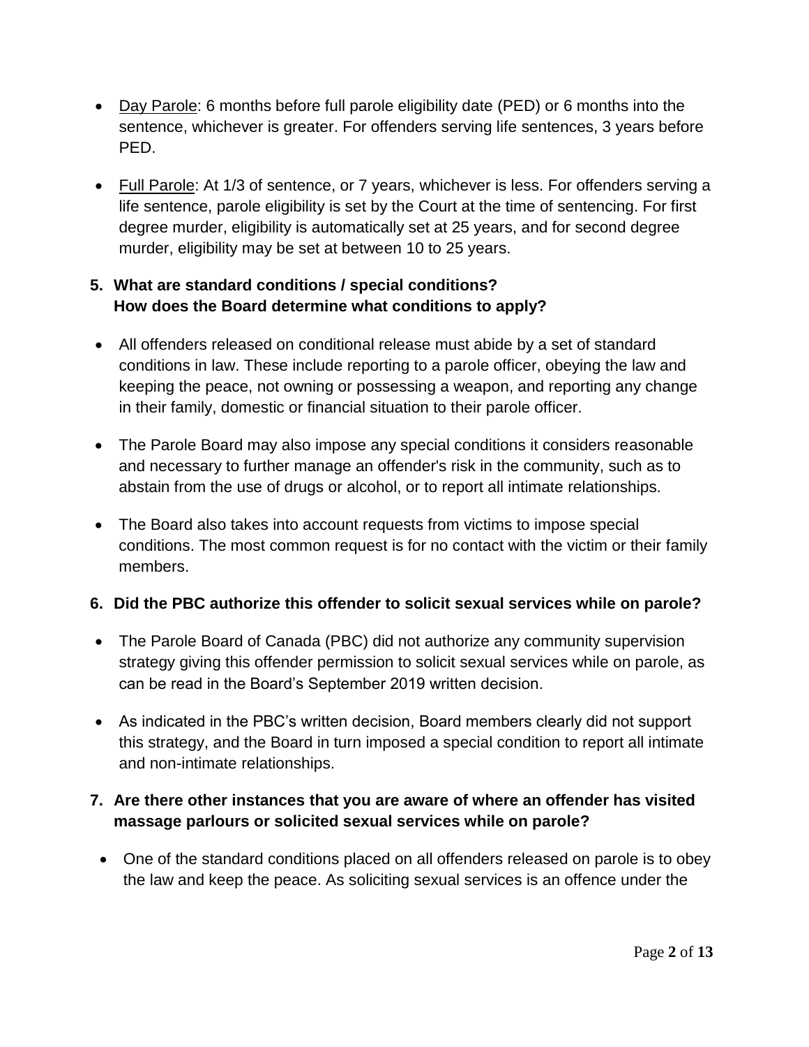- Day Parole: 6 months before full parole eligibility date (PED) or 6 months into the sentence, whichever is greater. For offenders serving life sentences, 3 years before PED.
- Full Parole: At 1/3 of sentence, or 7 years, whichever is less. For offenders serving a life sentence, parole eligibility is set by the Court at the time of sentencing. For first degree murder, eligibility is automatically set at 25 years, and for second degree murder, eligibility may be set at between 10 to 25 years.

**5. What are standard conditions / special conditions? How does the Board determine what conditions to apply?**

- All offenders released on conditional release must abide by a set of standard conditions in law. These include reporting to a parole officer, obeying the law and keeping the peace, not owning or possessing a weapon, and reporting any change in their family, domestic or financial situation to their parole officer.
- The Parole Board may also impose any special conditions it considers reasonable and necessary to further manage an offender's risk in the community, such as to abstain from the use of drugs or alcohol, or to report all intimate relationships.
- The Board also takes into account requests from victims to impose special conditions. The most common request is for no contact with the victim or their family members.

**6. Did the PBC authorize this offender to solicit sexual services while on parole?**

- The Parole Board of Canada (PBC) did not authorize any community supervision strategy giving this offender permission to solicit sexual services while on parole, as can be read in the Board's September 2019 written decision.
- As indicated in the PBC's written decision, Board members clearly did not support this strategy, and the Board in turn imposed a special condition to report all intimate and non-intimate relationships.

**7. Are there other instances that you are aware of where an offender has visited massage parlours or solicited sexual services while on parole?**

- One of the standard conditions placed on all offenders released on parole is to obey the law and keep the peace. As soliciting sexual services is an offence under the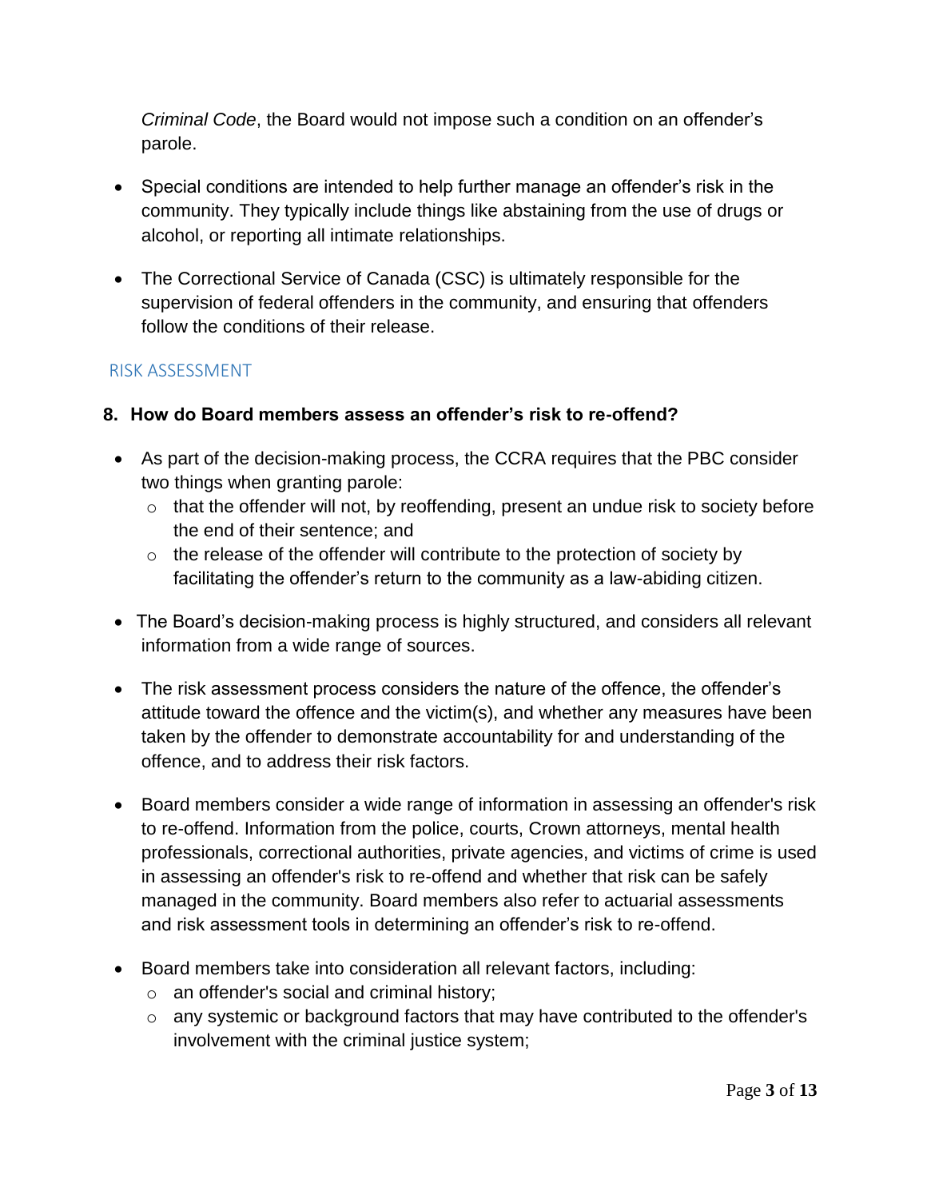*Criminal Code*, the Board would not impose such a condition on an offender's parole.

- Special conditions are intended to help further manage an offender's risk in the community. They typically include things like abstaining from the use of drugs or alcohol, or reporting all intimate relationships.

- The Correctional Service of Canada (CSC) is ultimately responsible for the supervision of federal offenders in the community, and ensuring that offenders follow the conditions of their release.

## RISK ASSESSMENT

### 8. How do Board members assess an offender's risk to re-offend?

- As part of the decision-making process, the CCRA requires that the PBC consider two things when granting parole:
  - that the offender will not, by reoffending, present an undue risk to society before the end of their sentence; and
  - the release of the offender will contribute to the protection of society by facilitating the offender's return to the community as a law-abiding citizen.

- The Board's decision-making process is highly structured, and considers all relevant information from a wide range of sources.

- The risk assessment process considers the nature of the offence, the offender's attitude toward the offence and the victim(s), and whether any measures have been taken by the offender to demonstrate accountability for and understanding of the offence, and to address their risk factors.

- Board members consider a wide range of information in assessing an offender's risk to re-offend. Information from the police, courts, Crown attorneys, mental health professionals, correctional authorities, private agencies, and victims of crime is used in assessing an offender's risk to re-offend and whether that risk can be safely managed in the community. Board members also refer to actuarial assessments and risk assessment tools in determining an offender's risk to re-offend.

- Board members take into consideration all relevant factors, including:
  - an offender's social and criminal history;
  - any systemic or background factors that may have contributed to the offender's involvement with the criminal justice system;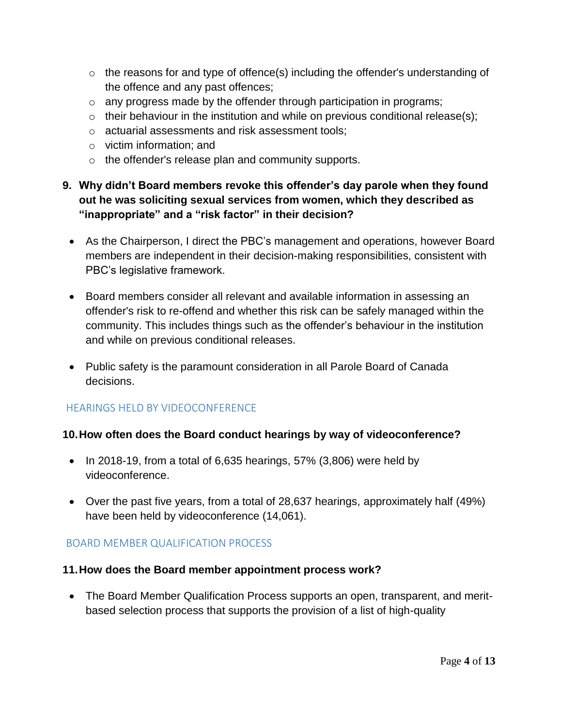- the reasons for and type of offence(s) including the offender's understanding of the offence and any past offences;
- any progress made by the offender through participation in programs;
- their behaviour in the institution and while on previous conditional release(s);
- actuarial assessments and risk assessment tools;
- victim information; and
- the offender's release plan and community supports.

**9. Why didn't Board members revoke this offender's day parole when they found out he was soliciting sexual services from women, which they described as "inappropriate" and a "risk factor" in their decision?**

- As the Chairperson, I direct the PBC's management and operations, however Board members are independent in their decision-making responsibilities, consistent with PBC's legislative framework.
- Board members consider all relevant and available information in assessing an offender's risk to re-offend and whether this risk can be safely managed within the community. This includes things such as the offender's behaviour in the institution and while on previous conditional releases.
- Public safety is the paramount consideration in all Parole Board of Canada decisions.

## HEARINGS HELD BY VIDEOCONFERENCE

**10. How often does the Board conduct hearings by way of videoconference?**

- In 2018-19, from a total of 6,635 hearings, 57% (3,806) were held by videoconference.
- Over the past five years, from a total of 28,637 hearings, approximately half (49%) have been held by videoconference (14,061).

## BOARD MEMBER QUALIFICATION PROCESS

**11. How does the Board member appointment process work?**

- The Board Member Qualification Process supports an open, transparent, and merit-based selection process that supports the provision of a list of high-quality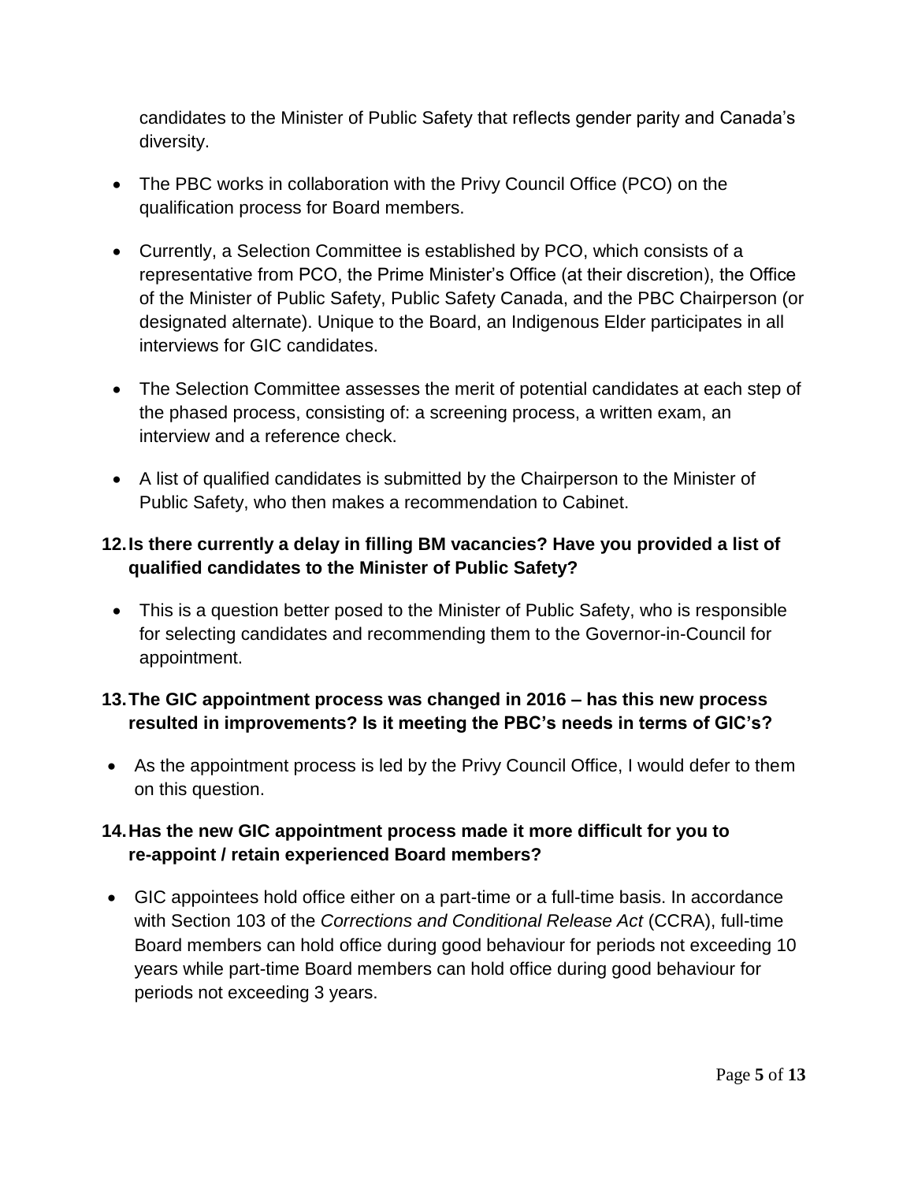candidates to the Minister of Public Safety that reflects gender parity and Canada's diversity.

- The PBC works in collaboration with the Privy Council Office (PCO) on the qualification process for Board members.
- Currently, a Selection Committee is established by PCO, which consists of a representative from PCO, the Prime Minister's Office (at their discretion), the Office of the Minister of Public Safety, Public Safety Canada, and the PBC Chairperson (or designated alternate). Unique to the Board, an Indigenous Elder participates in all interviews for GIC candidates.
- The Selection Committee assesses the merit of potential candidates at each step of the phased process, consisting of: a screening process, a written exam, an interview and a reference check.
- A list of qualified candidates is submitted by the Chairperson to the Minister of Public Safety, who then makes a recommendation to Cabinet.

**12. Is there currently a delay in filling BM vacancies? Have you provided a list of qualified candidates to the Minister of Public Safety?**

- This is a question better posed to the Minister of Public Safety, who is responsible for selecting candidates and recommending them to the Governor-in-Council for appointment.

**13. The GIC appointment process was changed in 2016 – has this new process resulted in improvements? Is it meeting the PBC's needs in terms of GIC's?**

- As the appointment process is led by the Privy Council Office, I would defer to them on this question.

**14. Has the new GIC appointment process made it more difficult for you to re-appoint / retain experienced Board members?**

- GIC appointees hold office either on a part-time or a full-time basis. In accordance with Section 103 of the *Corrections and Conditional Release Act* (CCRA), full-time Board members can hold office during good behaviour for periods not exceeding 10 years while part-time Board members can hold office during good behaviour for periods not exceeding 3 years.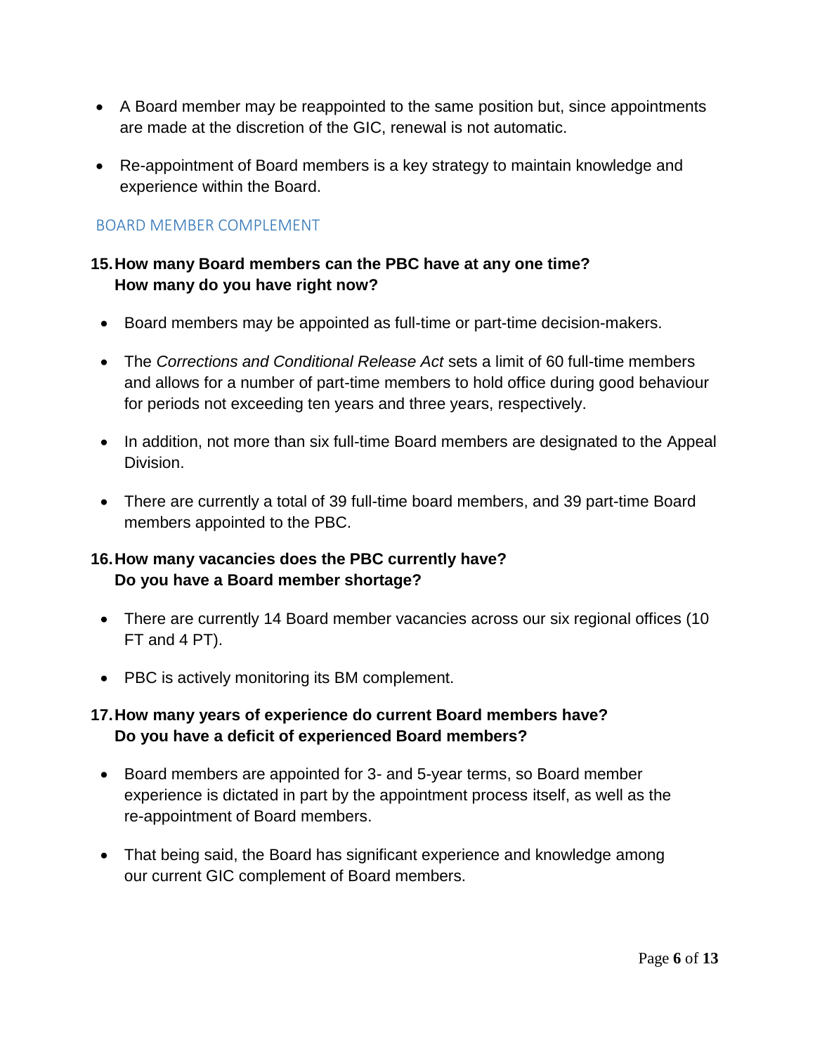- A Board member may be reappointed to the same position but, since appointments are made at the discretion of the GIC, renewal is not automatic.

- Re-appointment of Board members is a key strategy to maintain knowledge and experience within the Board.

## BOARD MEMBER COMPLEMENT

**15. How many Board members can the PBC have at any one time? How many do you have right now?**

- Board members may be appointed as full-time or part-time decision-makers.

- The *Corrections and Conditional Release Act* sets a limit of 60 full-time members and allows for a number of part-time members to hold office during good behaviour for periods not exceeding ten years and three years, respectively.

- In addition, not more than six full-time Board members are designated to the Appeal Division.

- There are currently a total of 39 full-time board members, and 39 part-time Board members appointed to the PBC.

**16. How many vacancies does the PBC currently have? Do you have a Board member shortage?**

- There are currently 14 Board member vacancies across our six regional offices (10 FT and 4 PT).

- PBC is actively monitoring its BM complement.

**17. How many years of experience do current Board members have? Do you have a deficit of experienced Board members?**

- Board members are appointed for 3- and 5-year terms, so Board member experience is dictated in part by the appointment process itself, as well as the re-appointment of Board members.

- That being said, the Board has significant experience and knowledge among our current GIC complement of Board members.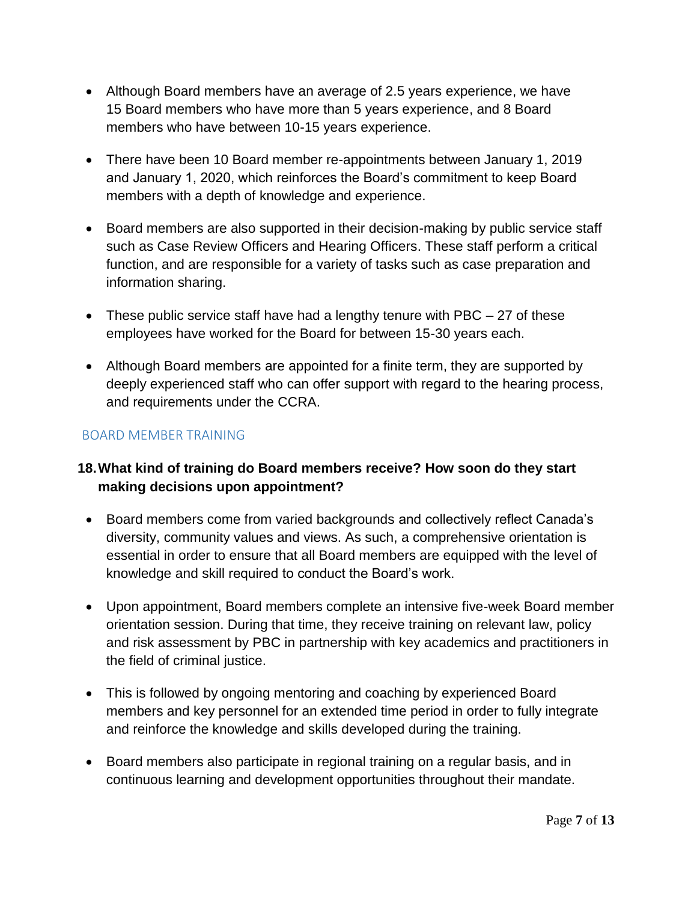- Although Board members have an average of 2.5 years experience, we have 15 Board members who have more than 5 years experience, and 8 Board members who have between 10-15 years experience.
- There have been 10 Board member re-appointments between January 1, 2019 and January 1, 2020, which reinforces the Board's commitment to keep Board members with a depth of knowledge and experience.
- Board members are also supported in their decision-making by public service staff such as Case Review Officers and Hearing Officers. These staff perform a critical function, and are responsible for a variety of tasks such as case preparation and information sharing.
- These public service staff have had a lengthy tenure with PBC – 27 of these employees have worked for the Board for between 15-30 years each.
- Although Board members are appointed for a finite term, they are supported by deeply experienced staff who can offer support with regard to the hearing process, and requirements under the CCRA.

## BOARD MEMBER TRAINING

**18. What kind of training do Board members receive? How soon do they start making decisions upon appointment?**

- Board members come from varied backgrounds and collectively reflect Canada's diversity, community values and views. As such, a comprehensive orientation is essential in order to ensure that all Board members are equipped with the level of knowledge and skill required to conduct the Board's work.
- Upon appointment, Board members complete an intensive five-week Board member orientation session. During that time, they receive training on relevant law, policy and risk assessment by PBC in partnership with key academics and practitioners in the field of criminal justice.
- This is followed by ongoing mentoring and coaching by experienced Board members and key personnel for an extended time period in order to fully integrate and reinforce the knowledge and skills developed during the training.
- Board members also participate in regional training on a regular basis, and in continuous learning and development opportunities throughout their mandate.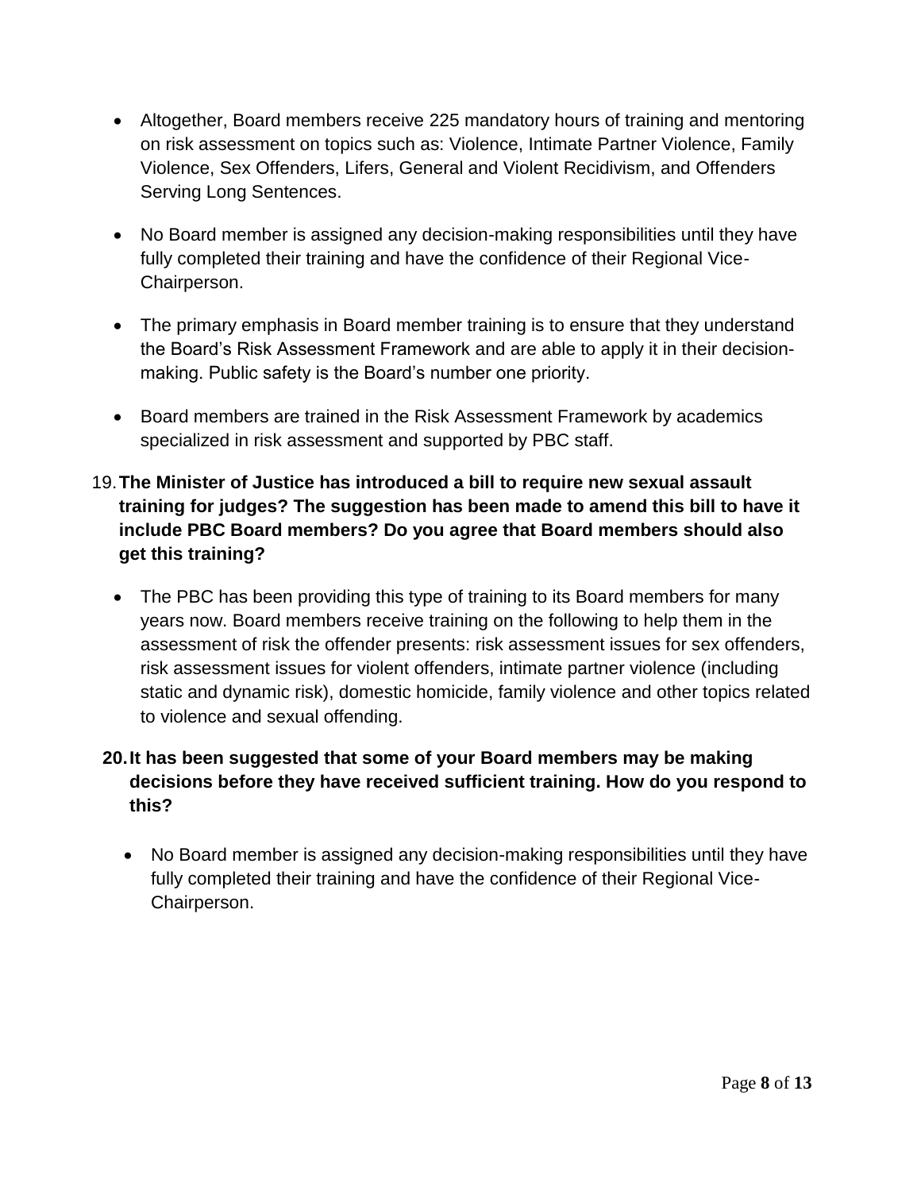- Altogether, Board members receive 225 mandatory hours of training and mentoring on risk assessment on topics such as: Violence, Intimate Partner Violence, Family Violence, Sex Offenders, Lifers, General and Violent Recidivism, and Offenders Serving Long Sentences.

- No Board member is assigned any decision-making responsibilities until they have fully completed their training and have the confidence of their Regional Vice-Chairperson.

- The primary emphasis in Board member training is to ensure that they understand the Board's Risk Assessment Framework and are able to apply it in their decision-making. Public safety is the Board's number one priority.

- Board members are trained in the Risk Assessment Framework by academics specialized in risk assessment and supported by PBC staff.

19. **The Minister of Justice has introduced a bill to require new sexual assault training for judges? The suggestion has been made to amend this bill to have it include PBC Board members? Do you agree that Board members should also get this training?**

    - The PBC has been providing this type of training to its Board members for many years now. Board members receive training on the following to help them in the assessment of risk the offender presents: risk assessment issues for sex offenders, risk assessment issues for violent offenders, intimate partner violence (including static and dynamic risk), domestic homicide, family violence and other topics related to violence and sexual offending.

20. **It has been suggested that some of your Board members may be making decisions before they have received sufficient training. How do you respond to this?**

    - No Board member is assigned any decision-making responsibilities until they have fully completed their training and have the confidence of their Regional Vice-Chairperson.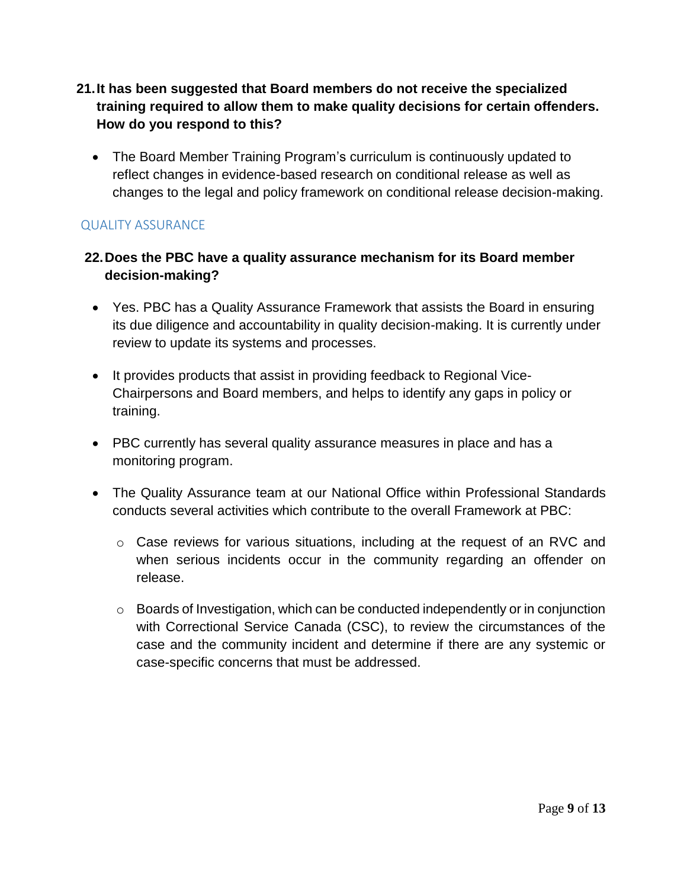**21. It has been suggested that Board members do not receive the specialized training required to allow them to make quality decisions for certain offenders. How do you respond to this?**

- The Board Member Training Program's curriculum is continuously updated to reflect changes in evidence-based research on conditional release as well as changes to the legal and policy framework on conditional release decision-making.

## QUALITY ASSURANCE

**22. Does the PBC have a quality assurance mechanism for its Board member decision-making?**

- Yes. PBC has a Quality Assurance Framework that assists the Board in ensuring its due diligence and accountability in quality decision-making. It is currently under review to update its systems and processes.
- It provides products that assist in providing feedback to Regional Vice-Chairpersons and Board members, and helps to identify any gaps in policy or training.
- PBC currently has several quality assurance measures in place and has a monitoring program.
- The Quality Assurance team at our National Office within Professional Standards conducts several activities which contribute to the overall Framework at PBC:
  - Case reviews for various situations, including at the request of an RVC and when serious incidents occur in the community regarding an offender on release.
  - Boards of Investigation, which can be conducted independently or in conjunction with Correctional Service Canada (CSC), to review the circumstances of the case and the community incident and determine if there are any systemic or case-specific concerns that must be addressed.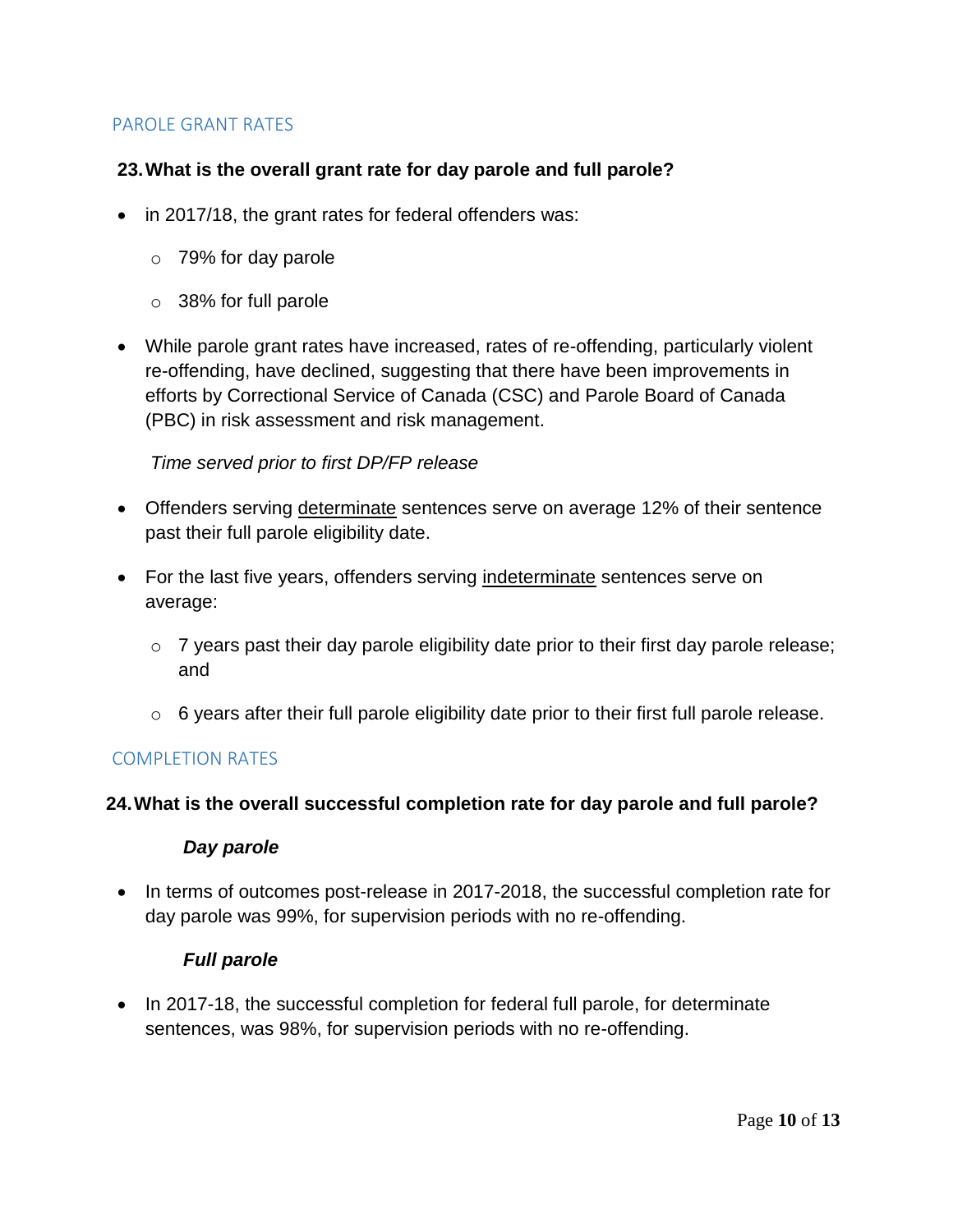## PAROLE GRANT RATES

**23. What is the overall grant rate for day parole and full parole?**

- in 2017/18, the grant rates for federal offenders was:
  - 79% for day parole
  - 38% for full parole
- While parole grant rates have increased, rates of re-offending, particularly violent re-offending, have declined, suggesting that there have been improvements in efforts by Correctional Service of Canada (CSC) and Parole Board of Canada (PBC) in risk assessment and risk management.

*Time served prior to first DP/FP release*

- Offenders serving <u>determinate</u> sentences serve on average 12% of their sentence past their full parole eligibility date.
- For the last five years, offenders serving <u>indeterminate</u> sentences serve on average:
  - 7 years past their day parole eligibility date prior to their first day parole release; and
  - 6 years after their full parole eligibility date prior to their first full parole release.

## COMPLETION RATES

**24. What is the overall successful completion rate for day parole and full parole?**

***Day parole***

- In terms of outcomes post-release in 2017-2018, the successful completion rate for day parole was 99%, for supervision periods with no re-offending.

***Full parole***

- In 2017-18, the successful completion for federal full parole, for determinate sentences, was 98%, for supervision periods with no re-offending.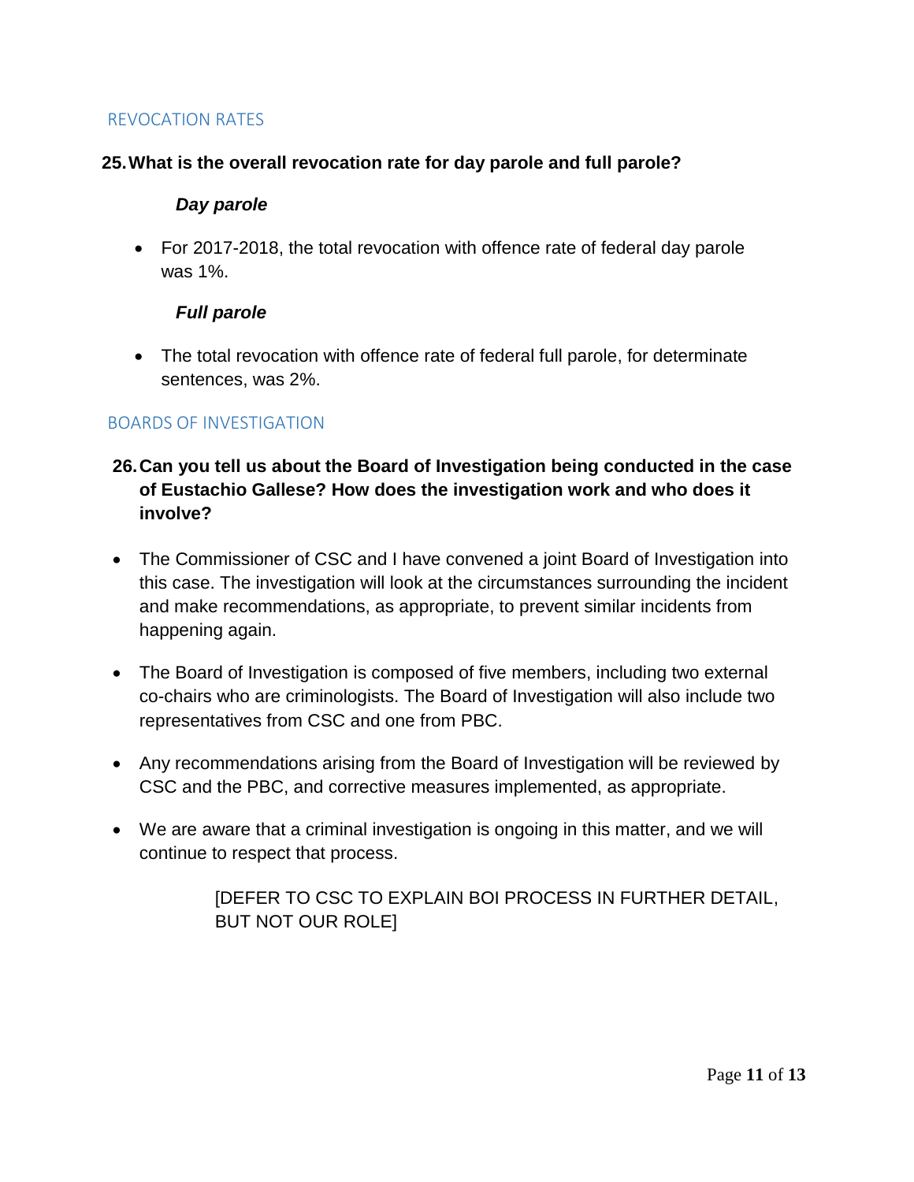## REVOCATION RATES

**25. What is the overall revocation rate for day parole and full parole?**

***Day parole***

- For 2017-2018, the total revocation with offence rate of federal day parole was 1%.

***Full parole***

- The total revocation with offence rate of federal full parole, for determinate sentences, was 2%.

## BOARDS OF INVESTIGATION

**26. Can you tell us about the Board of Investigation being conducted in the case of Eustachio Gallese? How does the investigation work and who does it involve?**

- The Commissioner of CSC and I have convened a joint Board of Investigation into this case. The investigation will look at the circumstances surrounding the incident and make recommendations, as appropriate, to prevent similar incidents from happening again.
- The Board of Investigation is composed of five members, including two external co-chairs who are criminologists. The Board of Investigation will also include two representatives from CSC and one from PBC.
- Any recommendations arising from the Board of Investigation will be reviewed by CSC and the PBC, and corrective measures implemented, as appropriate.
- We are aware that a criminal investigation is ongoing in this matter, and we will continue to respect that process.

[DEFER TO CSC TO EXPLAIN BOI PROCESS IN FURTHER DETAIL, BUT NOT OUR ROLE]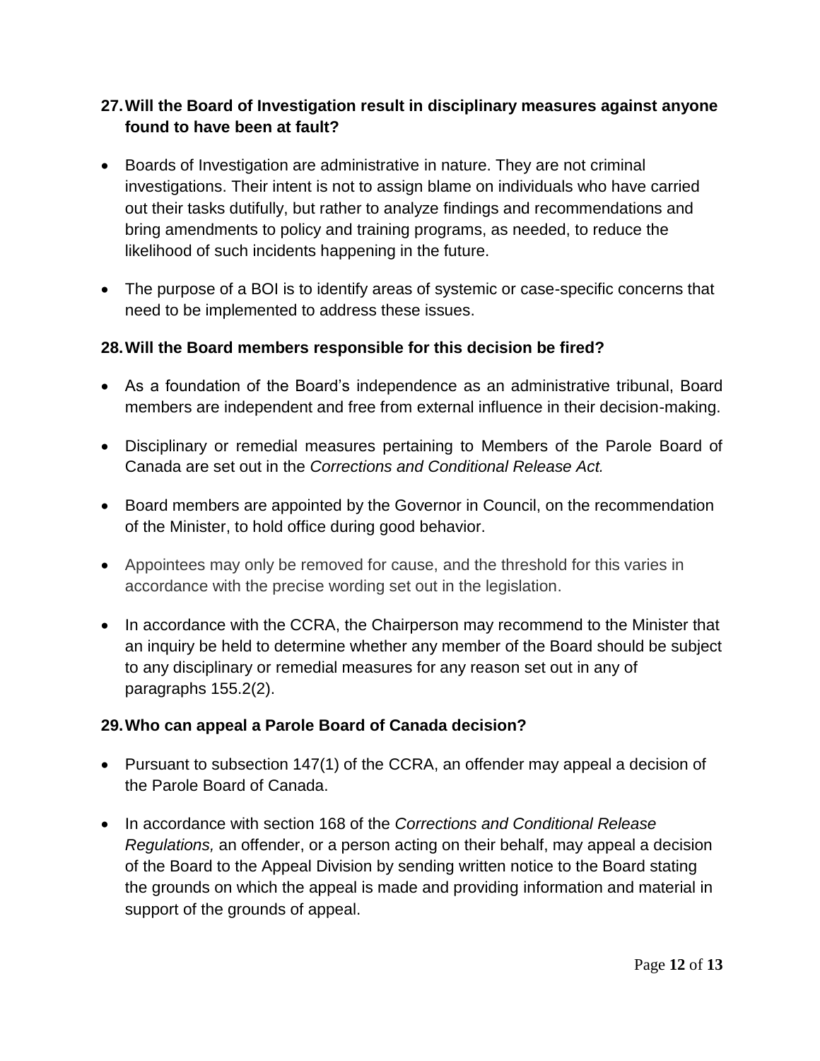### 27. Will the Board of Investigation result in disciplinary measures against anyone found to have been at fault?

- Boards of Investigation are administrative in nature. They are not criminal investigations. Their intent is not to assign blame on individuals who have carried out their tasks dutifully, but rather to analyze findings and recommendations and bring amendments to policy and training programs, as needed, to reduce the likelihood of such incidents happening in the future.
- The purpose of a BOI is to identify areas of systemic or case-specific concerns that need to be implemented to address these issues.

### 28. Will the Board members responsible for this decision be fired?

- As a foundation of the Board's independence as an administrative tribunal, Board members are independent and free from external influence in their decision-making.
- Disciplinary or remedial measures pertaining to Members of the Parole Board of Canada are set out in the *Corrections and Conditional Release Act.*
- Board members are appointed by the Governor in Council, on the recommendation of the Minister, to hold office during good behavior.
- Appointees may only be removed for cause, and the threshold for this varies in accordance with the precise wording set out in the legislation.
- In accordance with the CCRA, the Chairperson may recommend to the Minister that an inquiry be held to determine whether any member of the Board should be subject to any disciplinary or remedial measures for any reason set out in any of paragraphs 155.2(2).

### 29. Who can appeal a Parole Board of Canada decision?

- Pursuant to subsection 147(1) of the CCRA, an offender may appeal a decision of the Parole Board of Canada.
- In accordance with section 168 of the *Corrections and Conditional Release Regulations,* an offender, or a person acting on their behalf, may appeal a decision of the Board to the Appeal Division by sending written notice to the Board stating the grounds on which the appeal is made and providing information and material in support of the grounds of appeal.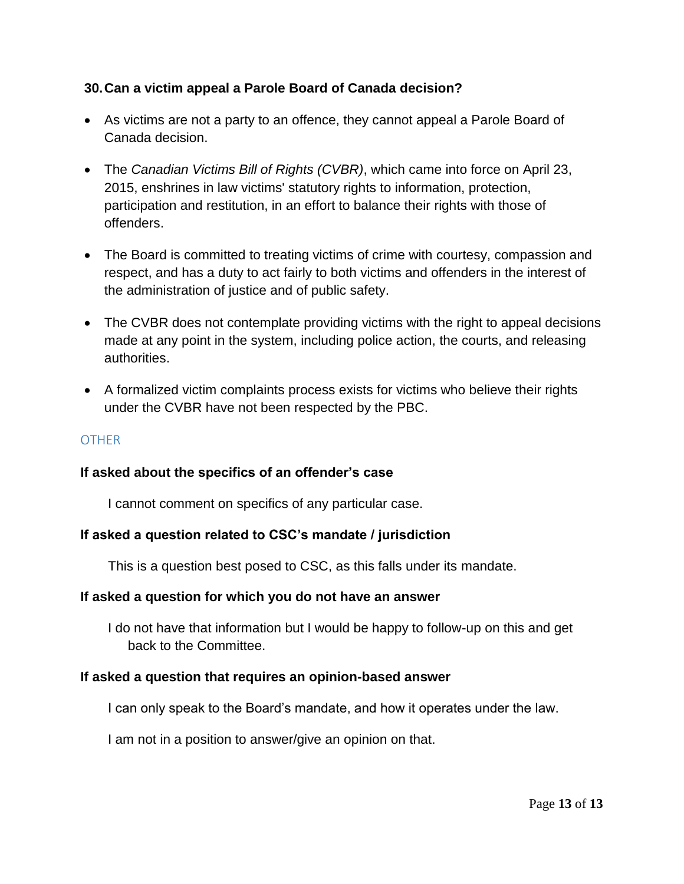### 30. Can a victim appeal a Parole Board of Canada decision?

- As victims are not a party to an offence, they cannot appeal a Parole Board of Canada decision.
- The *Canadian Victims Bill of Rights (CVBR)*, which came into force on April 23, 2015, enshrines in law victims' statutory rights to information, protection, participation and restitution, in an effort to balance their rights with those of offenders.
- The Board is committed to treating victims of crime with courtesy, compassion and respect, and has a duty to act fairly to both victims and offenders in the interest of the administration of justice and of public safety.
- The CVBR does not contemplate providing victims with the right to appeal decisions made at any point in the system, including police action, the courts, and releasing authorities.
- A formalized victim complaints process exists for victims who believe their rights under the CVBR have not been respected by the PBC.

## OTHER

**If asked about the specifics of an offender's case**

I cannot comment on specifics of any particular case.

**If asked a question related to CSC's mandate / jurisdiction**

This is a question best posed to CSC, as this falls under its mandate.

**If asked a question for which you do not have an answer**

I do not have that information but I would be happy to follow-up on this and get back to the Committee.

**If asked a question that requires an opinion-based answer**

I can only speak to the Board's mandate, and how it operates under the law.

I am not in a position to answer/give an opinion on that.